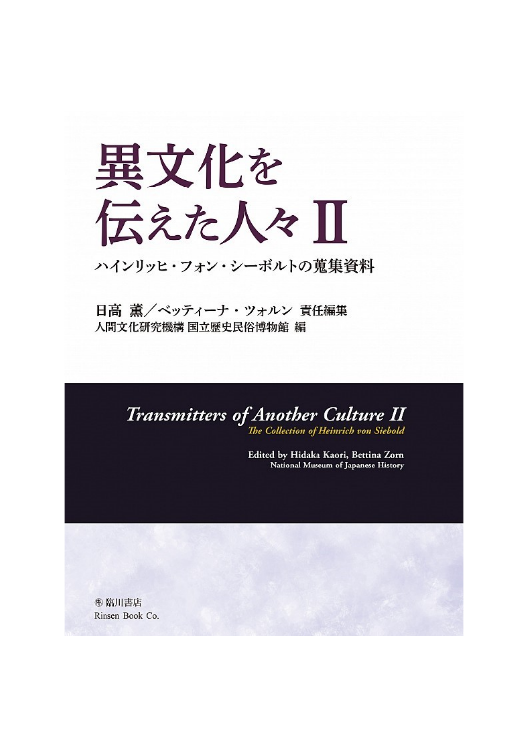# 異文化を伝えた人々 II

## ハインリッヒ・フォン・シーボルトの蒐集資料

**日高 薫／ベッティーナ・ツォルン 責任編集**
**人間文化研究機構 国立歴史民俗博物館 編**

# *Transmitters of Another Culture II*

## *The Collection of Heinrich von Siebold*

**Edited by Hidaka Kaori, Bettina Zorn**
**National Museum of Japanese History**

㈱ 臨川書店
Rinsen Book Co.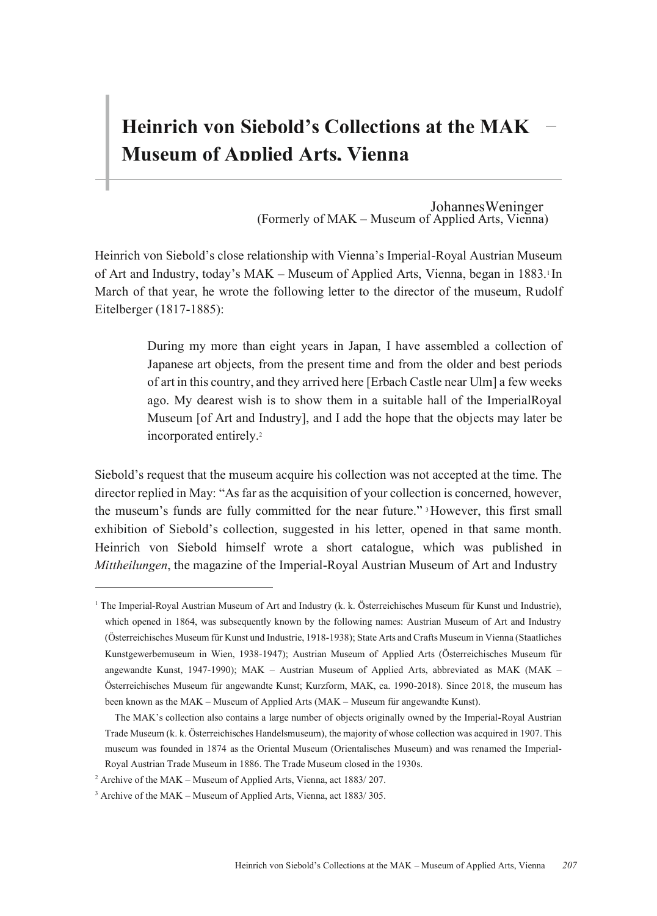# Heinrich von Siebold's Collections at the MAK – Museum of Applied Arts, Vienna

JohannesWeninger
(Formerly of MAK – Museum of Applied Arts, Vienna)

Heinrich von Siebold's close relationship with Vienna's Imperial-Royal Austrian Museum of Art and Industry, today's MAK – Museum of Applied Arts, Vienna, began in 1883.[1] In March of that year, he wrote the following letter to the director of the museum, Rudolf Eitelberger (1817-1885):

> During my more than eight years in Japan, I have assembled a collection of Japanese art objects, from the present time and from the older and best periods of art in this country, and they arrived here [Erbach Castle near Ulm] a few weeks ago. My dearest wish is to show them in a suitable hall of the ImperialRoyal Museum [of Art and Industry], and I add the hope that the objects may later be incorporated entirely.[2]

Siebold's request that the museum acquire his collection was not accepted at the time. The director replied in May: "As far as the acquisition of your collection is concerned, however, the museum's funds are fully committed for the near future."[3] However, this first small exhibition of Siebold's collection, suggested in his letter, opened in that same month. Heinrich von Siebold himself wrote a short catalogue, which was published in *Mittheilungen*, the magazine of the Imperial-Royal Austrian Museum of Art and Industry

---

[1] The Imperial-Royal Austrian Museum of Art and Industry (k. k. Österreichisches Museum für Kunst und Industrie), which opened in 1864, was subsequently known by the following names: Austrian Museum of Art and Industry (Österreichisches Museum für Kunst und Industrie, 1918-1938); State Arts and Crafts Museum in Vienna (Staatliches Kunstgewerbemuseum in Wien, 1938-1947); Austrian Museum of Applied Arts (Österreichisches Museum für angewandte Kunst, 1947-1990); MAK – Austrian Museum of Applied Arts, abbreviated as MAK (MAK – Österreichisches Museum für angewandte Kunst; Kurzform, MAK, ca. 1990-2018). Since 2018, the museum has been known as the MAK – Museum of Applied Arts (MAK – Museum für angewandte Kunst).

The MAK's collection also contains a large number of objects originally owned by the Imperial-Royal Austrian Trade Museum (k. k. Österreichisches Handelsmuseum), the majority of whose collection was acquired in 1907. This museum was founded in 1874 as the Oriental Museum (Orientalisches Museum) and was renamed the Imperial-Royal Austrian Trade Museum in 1886. The Trade Museum closed in the 1930s.

[2] Archive of the MAK – Museum of Applied Arts, Vienna, act 1883/ 207.

[3] Archive of the MAK – Museum of Applied Arts, Vienna, act 1883/ 305.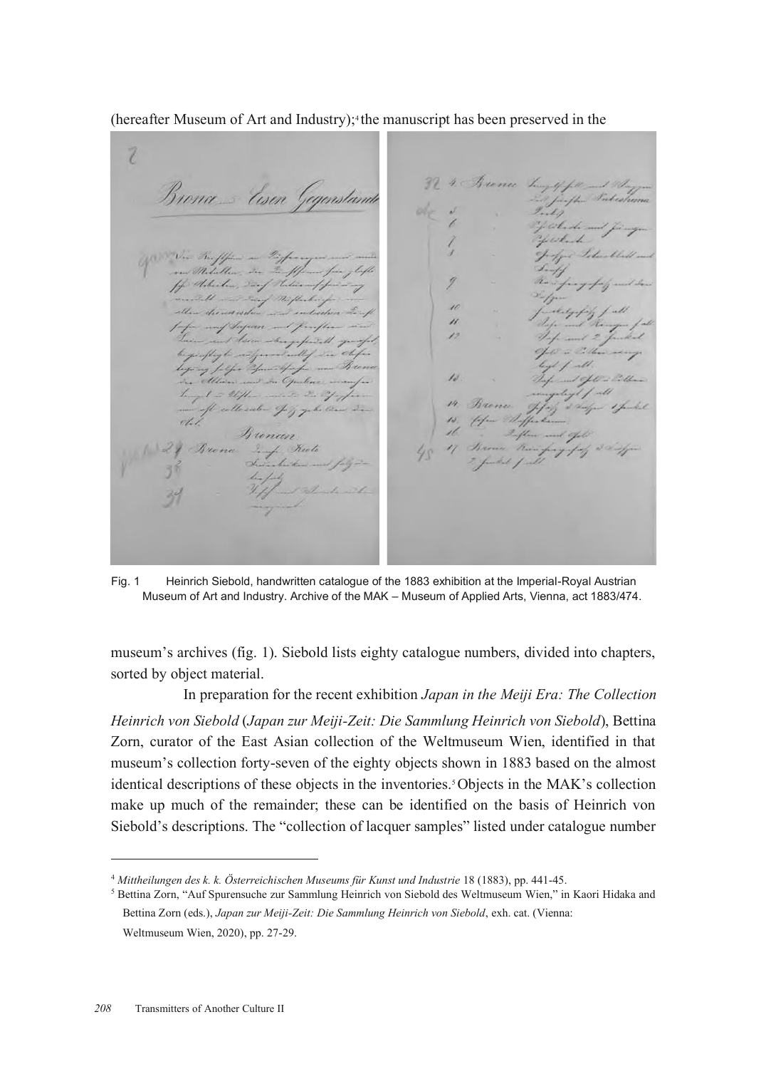(hereafter Museum of Art and Industry);[4] the manuscript has been preserved in the

Fig. 1 Heinrich Siebold, handwritten catalogue of the 1883 exhibition at the Imperial-Royal Austrian Museum of Art and Industry. Archive of the MAK – Museum of Applied Arts, Vienna, act 1883/474.

museum's archives (fig. 1). Siebold lists eighty catalogue numbers, divided into chapters, sorted by object material.

In preparation for the recent exhibition *Japan in the Meiji Era: The Collection Heinrich von Siebold* (*Japan zur Meiji-Zeit: Die Sammlung Heinrich von Siebold*), Bettina Zorn, curator of the East Asian collection of the Weltmuseum Wien, identified in that museum's collection forty-seven of the eighty objects shown in 1883 based on the almost identical descriptions of these objects in the inventories.[5] Objects in the MAK's collection make up much of the remainder; these can be identified on the basis of Heinrich von Siebold's descriptions. The "collection of lacquer samples" listed under catalogue number

---

[4] *Mittheilungen des k. k. Österreichischen Museums für Kunst und Industrie* 18 (1883), pp. 441-45.

[5] Bettina Zorn, "Auf Spurensuche zur Sammlung Heinrich von Siebold des Weltmuseum Wien," in Kaori Hidaka and Bettina Zorn (eds.), *Japan zur Meiji-Zeit: Die Sammlung Heinrich von Siebold*, exh. cat. (Vienna: Weltmuseum Wien, 2020), pp. 27-29.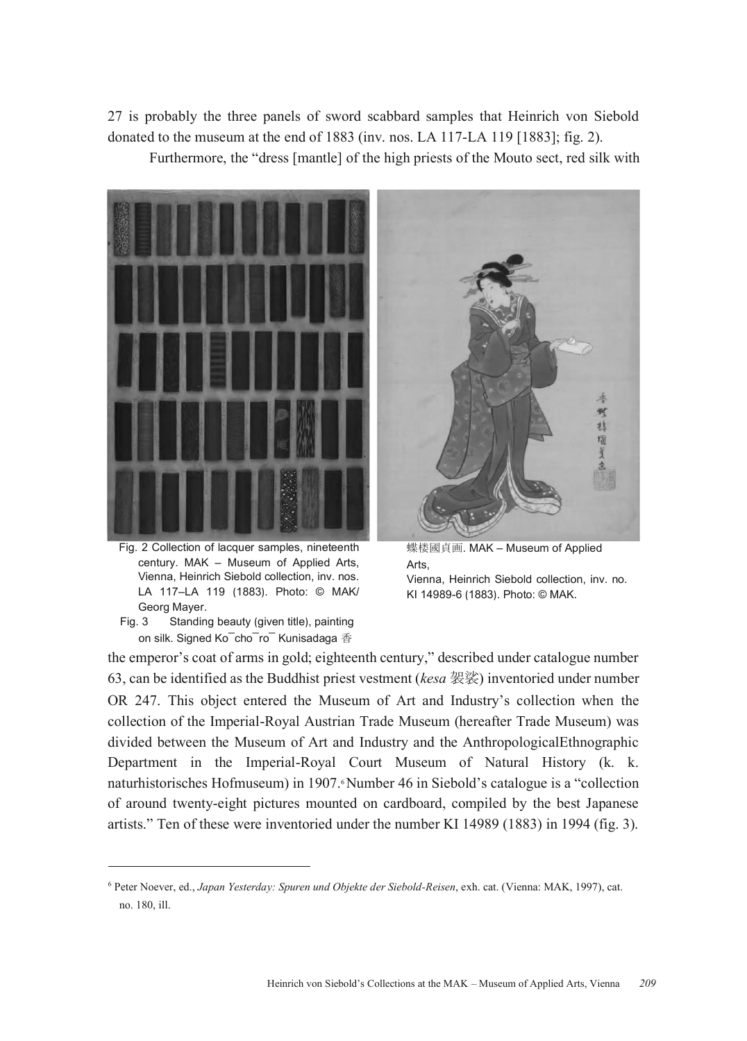27 is probably the three panels of sword scabbard samples that Heinrich von Siebold donated to the museum at the end of 1883 (inv. nos. LA 117-LA 119 [1883]; fig. 2).

Furthermore, the "dress [mantle] of the high priests of the Mouto sect, red silk with the emperor's coat of arms in gold; eighteenth century," described under catalogue number 63, can be identified as the Buddhist priest vestment (*kesa* 袈裟) inventoried under number OR 247. This object entered the Museum of Art and Industry's collection when the collection of the Imperial-Royal Austrian Trade Museum (hereafter Trade Museum) was divided between the Museum of Art and Industry and the AnthropologicalEthnographic Department in the Imperial-Royal Court Museum of Natural History (k. k. naturhistorisches Hofmuseum) in 1907.[6] Number 46 in Siebold's catalogue is a "collection of around twenty-eight pictures mounted on cardboard, compiled by the best Japanese artists." Ten of these were inventoried under the number KI 14989 (1883) in 1994 (fig. 3).

Fig. 2 Collection of lacquer samples, nineteenth century. MAK – Museum of Applied Arts, Vienna, Heinrich Siebold collection, inv. nos. LA 117–LA 119 (1883). Photo: © MAK/ Georg Mayer.

Fig. 3 Standing beauty (given title), painting on silk. Signed Kōchōrō Kunisadaga 香蝶楼國貞画. MAK – Museum of Applied Arts, Vienna, Heinrich Siebold collection, inv. no. KI 14989-6 (1883). Photo: © MAK.

---

[6] Peter Noever, ed., *Japan Yesterday: Spuren und Objekte der Siebold-Reisen*, exh. cat. (Vienna: MAK, 1997), cat. no. 180, ill.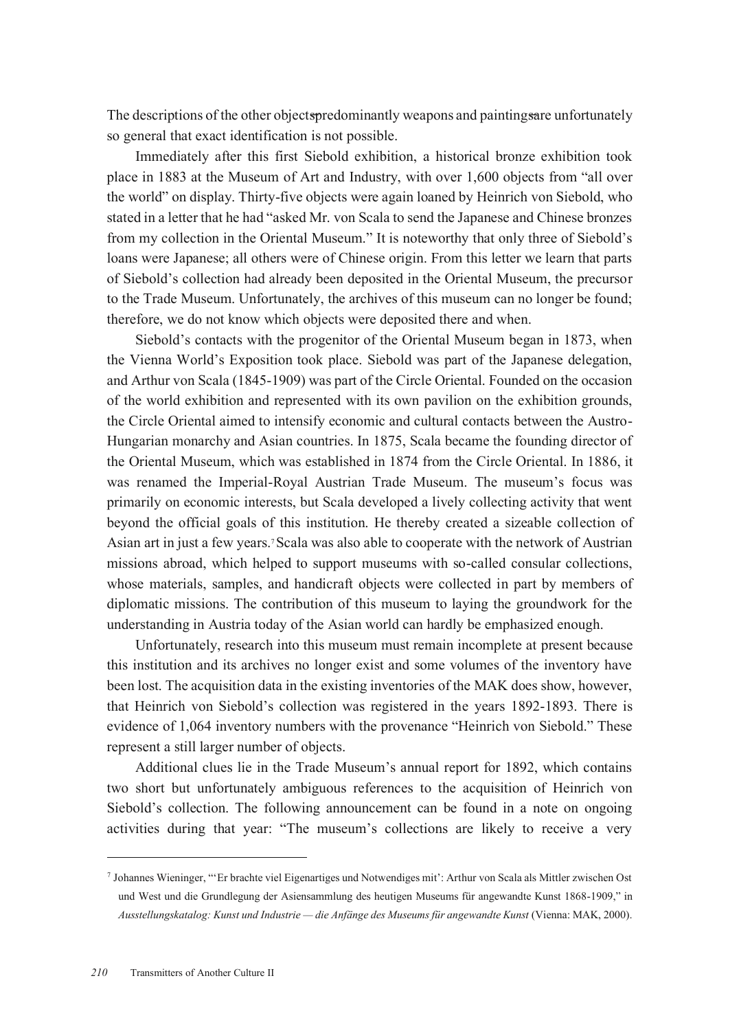The descriptions of the other objects—predominantly weapons and paintings—are unfortunately so general that exact identification is not possible.

Immediately after this first Siebold exhibition, a historical bronze exhibition took place in 1883 at the Museum of Art and Industry, with over 1,600 objects from "all over the world" on display. Thirty-five objects were again loaned by Heinrich von Siebold, who stated in a letter that he had "asked Mr. von Scala to send the Japanese and Chinese bronzes from my collection in the Oriental Museum." It is noteworthy that only three of Siebold's loans were Japanese; all others were of Chinese origin. From this letter we learn that parts of Siebold's collection had already been deposited in the Oriental Museum, the precursor to the Trade Museum. Unfortunately, the archives of this museum can no longer be found; therefore, we do not know which objects were deposited there and when.

Siebold's contacts with the progenitor of the Oriental Museum began in 1873, when the Vienna World's Exposition took place. Siebold was part of the Japanese delegation, and Arthur von Scala (1845-1909) was part of the Circle Oriental. Founded on the occasion of the world exhibition and represented with its own pavilion on the exhibition grounds, the Circle Oriental aimed to intensify economic and cultural contacts between the Austro-Hungarian monarchy and Asian countries. In 1875, Scala became the founding director of the Oriental Museum, which was established in 1874 from the Circle Oriental. In 1886, it was renamed the Imperial-Royal Austrian Trade Museum. The museum's focus was primarily on economic interests, but Scala developed a lively collecting activity that went beyond the official goals of this institution. He thereby created a sizeable collection of Asian art in just a few years.[7] Scala was also able to cooperate with the network of Austrian missions abroad, which helped to support museums with so-called consular collections, whose materials, samples, and handicraft objects were collected in part by members of diplomatic missions. The contribution of this museum to laying the groundwork for the understanding in Austria today of the Asian world can hardly be emphasized enough.

Unfortunately, research into this museum must remain incomplete at present because this institution and its archives no longer exist and some volumes of the inventory have been lost. The acquisition data in the existing inventories of the MAK does show, however, that Heinrich von Siebold's collection was registered in the years 1892-1893. There is evidence of 1,064 inventory numbers with the provenance "Heinrich von Siebold." These represent a still larger number of objects.

Additional clues lie in the Trade Museum's annual report for 1892, which contains two short but unfortunately ambiguous references to the acquisition of Heinrich von Siebold's collection. The following announcement can be found in a note on ongoing activities during that year: "The museum's collections are likely to receive a very

---

[7] Johannes Wieninger, "'Er brachte viel Eigenartiges und Notwendiges mit': Arthur von Scala als Mittler zwischen Ost und West und die Grundlegung der Asiensammlung des heutigen Museums für angewandte Kunst 1868-1909," in *Ausstellungskatalog: Kunst und Industrie — die Anfänge des Museums für angewandte Kunst* (Vienna: MAK, 2000).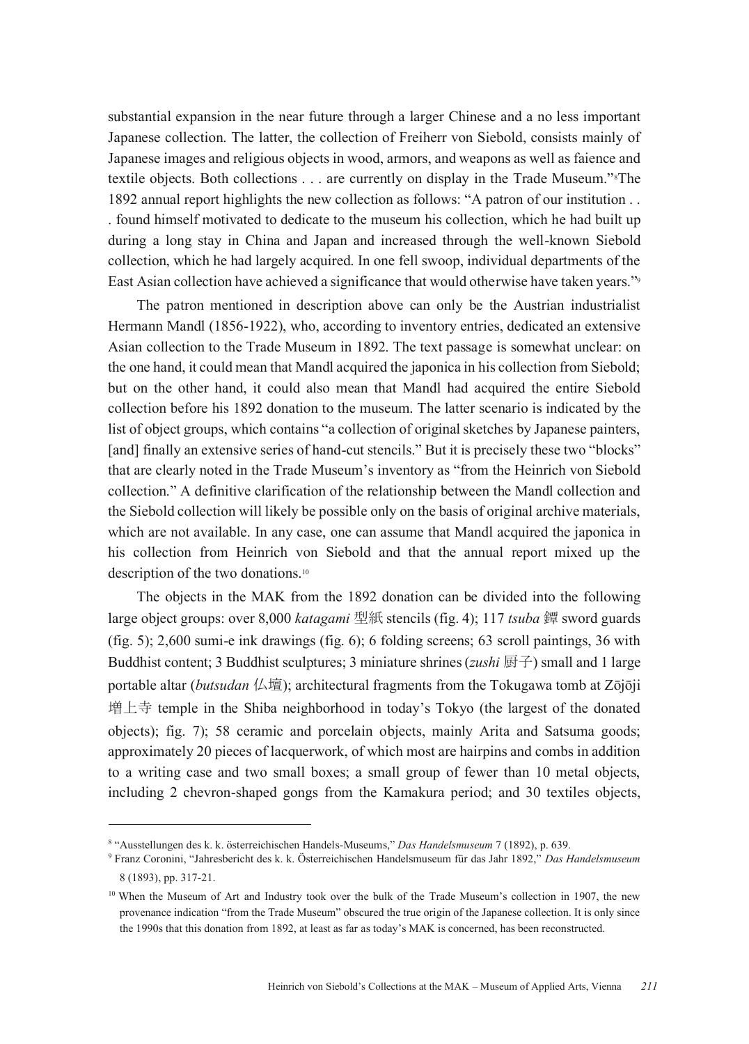substantial expansion in the near future through a larger Chinese and a no less important Japanese collection. The latter, the collection of Freiherr von Siebold, consists mainly of Japanese images and religious objects in wood, armors, and weapons as well as faience and textile objects. Both collections . . . are currently on display in the Trade Museum."[8] The 1892 annual report highlights the new collection as follows: "A patron of our institution . . . found himself motivated to dedicate to the museum his collection, which he had built up during a long stay in China and Japan and increased through the well-known Siebold collection, which he had largely acquired. In one fell swoop, individual departments of the East Asian collection have achieved a significance that would otherwise have taken years."[9]

The patron mentioned in description above can only be the Austrian industrialist Hermann Mandl (1856-1922), who, according to inventory entries, dedicated an extensive Asian collection to the Trade Museum in 1892. The text passage is somewhat unclear: on the one hand, it could mean that Mandl acquired the japonica in his collection from Siebold; but on the other hand, it could also mean that Mandl had acquired the entire Siebold collection before his 1892 donation to the museum. The latter scenario is indicated by the list of object groups, which contains "a collection of original sketches by Japanese painters, [and] finally an extensive series of hand-cut stencils." But it is precisely these two "blocks" that are clearly noted in the Trade Museum's inventory as "from the Heinrich von Siebold collection." A definitive clarification of the relationship between the Mandl collection and the Siebold collection will likely be possible only on the basis of original archive materials, which are not available. In any case, one can assume that Mandl acquired the japonica in his collection from Heinrich von Siebold and that the annual report mixed up the description of the two donations.[10]

The objects in the MAK from the 1892 donation can be divided into the following large object groups: over 8,000 *katagami* 型紙 stencils (fig. 4); 117 *tsuba* 鐔 sword guards (fig. 5); 2,600 sumi-e ink drawings (fig. 6); 6 folding screens; 63 scroll paintings, 36 with Buddhist content; 3 Buddhist sculptures; 3 miniature shrines (*zushi* 厨子) small and 1 large portable altar (*butsudan* 仏壇); architectural fragments from the Tokugawa tomb at Zōjōji 増上寺 temple in the Shiba neighborhood in today's Tokyo (the largest of the donated objects); fig. 7); 58 ceramic and porcelain objects, mainly Arita and Satsuma goods; approximately 20 pieces of lacquerwork, of which most are hairpins and combs in addition to a writing case and two small boxes; a small group of fewer than 10 metal objects, including 2 chevron-shaped gongs from the Kamakura period; and 30 textiles objects,

---

[8] "Ausstellungen des k. k. österreichischen Handels-Museums," *Das Handelsmuseum* 7 (1892), p. 639.

[9] Franz Coronini, "Jahresbericht des k. k. Österreichischen Handelsmuseum für das Jahr 1892," *Das Handelsmuseum* 8 (1893), pp. 317-21.

[10] When the Museum of Art and Industry took over the bulk of the Trade Museum's collection in 1907, the new provenance indication "from the Trade Museum" obscured the true origin of the Japanese collection. It is only since the 1990s that this donation from 1892, at least as far as today's MAK is concerned, has been reconstructed.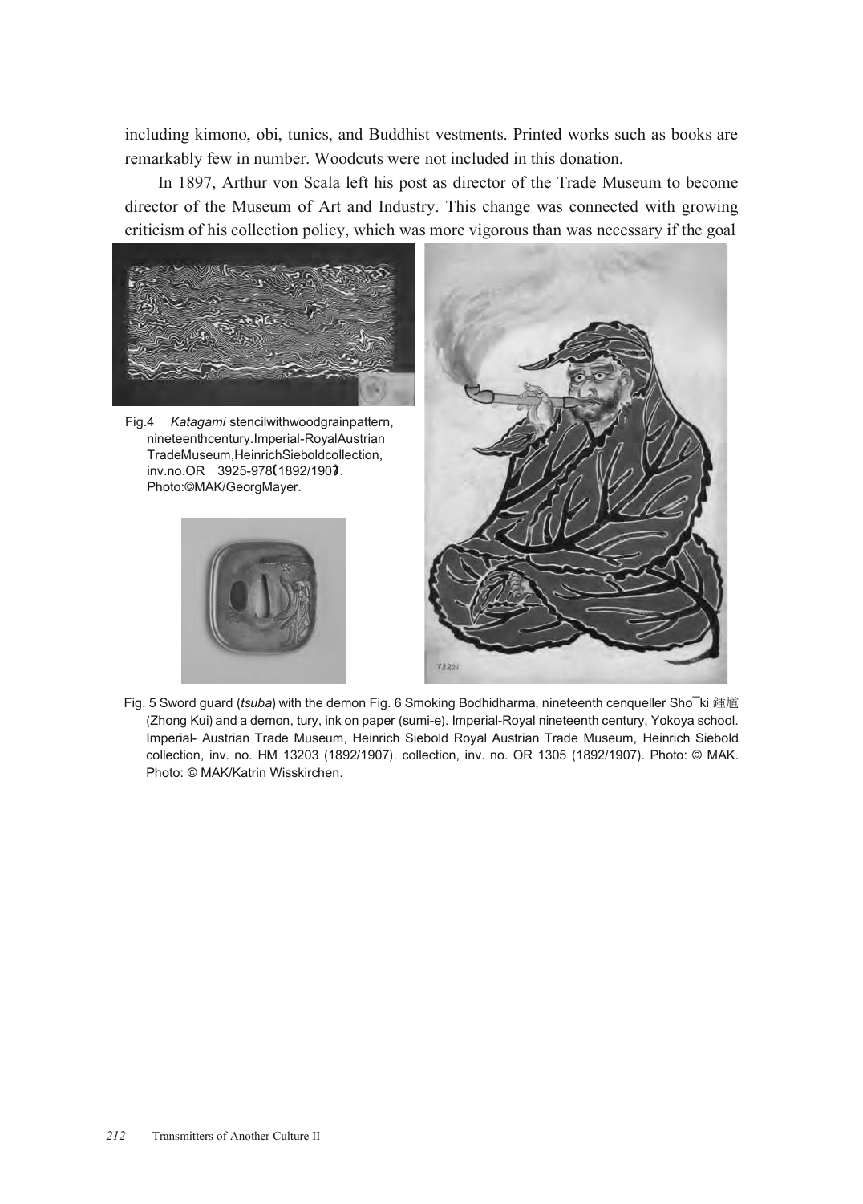including kimono, obi, tunics, and Buddhist vestments. Printed works such as books are remarkably few in number. Woodcuts were not included in this donation.

In 1897, Arthur von Scala left his post as director of the Trade Museum to become director of the Museum of Art and Industry. This change was connected with growing criticism of his collection policy, which was more vigorous than was necessary if the goal

Fig. 4 *Katagami* stencil with woodgrain pattern, nineteenth century. Imperial-Royal Austrian Trade Museum, Heinrich Siebold collection, inv. no. OR 3925-978 (1892/1907). Photo: © MAK/Georg Mayer.

Fig. 5 Sword guard (*tsuba*) with the demon queller Shōki 鍾馗 (Zhong Kui) and a demon, nineteenth century. Imperial-Royal Austrian Trade Museum, Heinrich Siebold collection, inv. no. HM 13203 (1892/1907). Photo: © MAK/Katrin Wisskirchen.

Fig. 6 Smoking Bodhidharma, nineteenth century, ink on paper (sumi-e). Imperial-Royal Austrian Trade Museum, Heinrich Siebold collection, inv. no. OR 1305 (1892/1907). Photo: © MAK.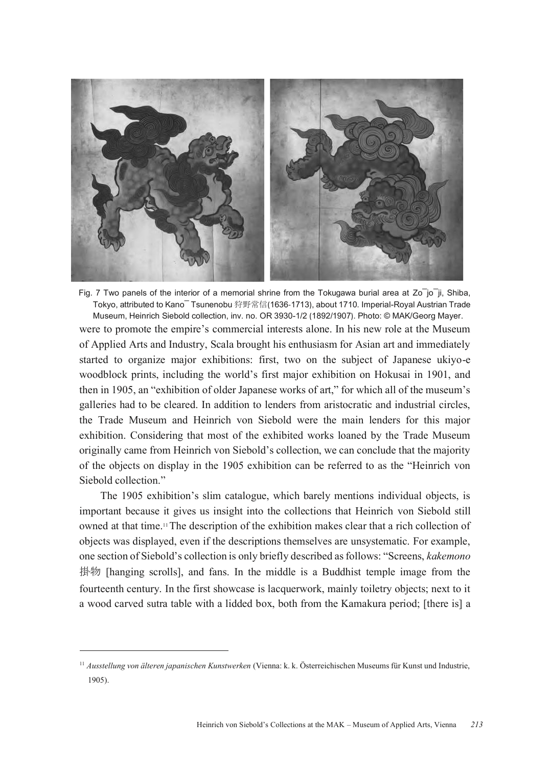Fig. 7 Two panels of the interior of a memorial shrine from the Tokugawa burial area at Zo¯jo¯ji, Shiba, Tokyo, attributed to Kano¯ Tsunenobu 狩野常信(1636-1713), about 1710. Imperial-Royal Austrian Trade Museum, Heinrich Siebold collection, inv. no. OR 3930-1/2 (1892/1907). Photo: © MAK/Georg Mayer.

were to promote the empire's commercial interests alone. In his new role at the Museum of Applied Arts and Industry, Scala brought his enthusiasm for Asian art and immediately started to organize major exhibitions: first, two on the subject of Japanese ukiyo-e woodblock prints, including the world's first major exhibition on Hokusai in 1901, and then in 1905, an "exhibition of older Japanese works of art," for which all of the museum's galleries had to be cleared. In addition to lenders from aristocratic and industrial circles, the Trade Museum and Heinrich von Siebold were the main lenders for this major exhibition. Considering that most of the exhibited works loaned by the Trade Museum originally came from Heinrich von Siebold's collection, we can conclude that the majority of the objects on display in the 1905 exhibition can be referred to as the "Heinrich von Siebold collection."

The 1905 exhibition's slim catalogue, which barely mentions individual objects, is important because it gives us insight into the collections that Heinrich von Siebold still owned at that time.[11] The description of the exhibition makes clear that a rich collection of objects was displayed, even if the descriptions themselves are unsystematic. For example, one section of Siebold's collection is only briefly described as follows: "Screens, *kakemono* 掛物 [hanging scrolls], and fans. In the middle is a Buddhist temple image from the fourteenth century. In the first showcase is lacquerwork, mainly toiletry objects; next to it a wood carved sutra table with a lidded box, both from the Kamakura period; [there is] a

[11] *Ausstellung von älteren japanischen Kunstwerken* (Vienna: k. k. Österreichischen Museums für Kunst und Industrie, 1905).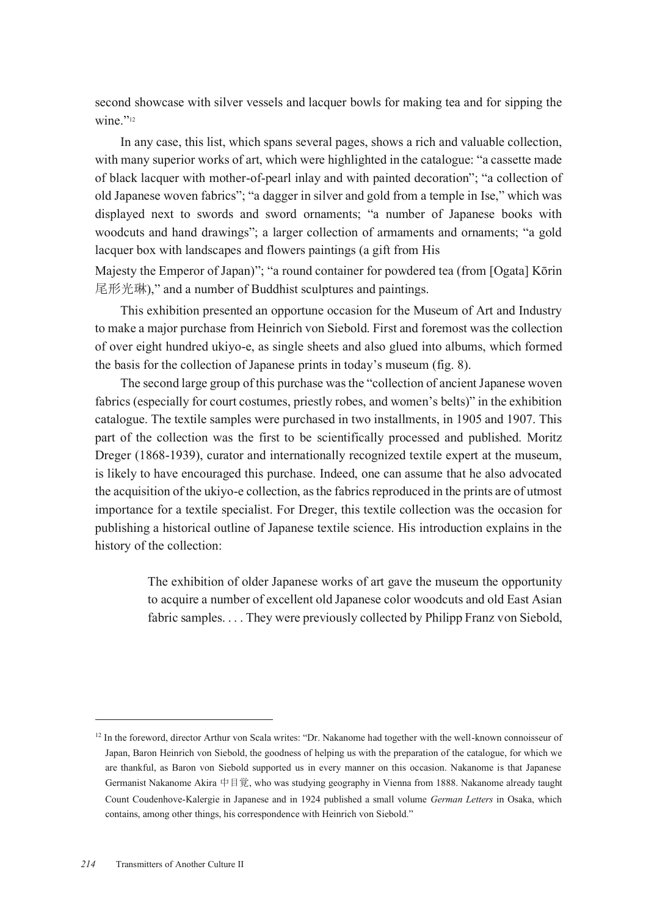second showcase with silver vessels and lacquer bowls for making tea and for sipping the wine."[12]

In any case, this list, which spans several pages, shows a rich and valuable collection, with many superior works of art, which were highlighted in the catalogue: "a cassette made of black lacquer with mother-of-pearl inlay and with painted decoration"; "a collection of old Japanese woven fabrics"; "a dagger in silver and gold from a temple in Ise," which was displayed next to swords and sword ornaments; "a number of Japanese books with woodcuts and hand drawings"; a larger collection of armaments and ornaments; "a gold lacquer box with landscapes and flowers paintings (a gift from His Majesty the Emperor of Japan)"; "a round container for powdered tea (from [Ogata] Kōrin 尾形光琳)," and a number of Buddhist sculptures and paintings.

This exhibition presented an opportune occasion for the Museum of Art and Industry to make a major purchase from Heinrich von Siebold. First and foremost was the collection of over eight hundred ukiyo-e, as single sheets and also glued into albums, which formed the basis for the collection of Japanese prints in today's museum (fig. 8).

The second large group of this purchase was the "collection of ancient Japanese woven fabrics (especially for court costumes, priestly robes, and women's belts)" in the exhibition catalogue. The textile samples were purchased in two installments, in 1905 and 1907. This part of the collection was the first to be scientifically processed and published. Moritz Dreger (1868-1939), curator and internationally recognized textile expert at the museum, is likely to have encouraged this purchase. Indeed, one can assume that he also advocated the acquisition of the ukiyo-e collection, as the fabrics reproduced in the prints are of utmost importance for a textile specialist. For Dreger, this textile collection was the occasion for publishing a historical outline of Japanese textile science. His introduction explains in the history of the collection:

> The exhibition of older Japanese works of art gave the museum the opportunity to acquire a number of excellent old Japanese color woodcuts and old East Asian fabric samples. . . . They were previously collected by Philipp Franz von Siebold,

---

[12] In the foreword, director Arthur von Scala writes: "Dr. Nakanome had together with the well-known connoisseur of Japan, Baron Heinrich von Siebold, the goodness of helping us with the preparation of the catalogue, for which we are thankful, as Baron von Siebold supported us in every manner on this occasion. Nakanome is that Japanese Germanist Nakanome Akira 中目覚, who was studying geography in Vienna from 1888. Nakanome already taught Count Coudenhove-Kalergie in Japanese and in 1924 published a small volume *German Letters* in Osaka, which contains, among other things, his correspondence with Heinrich von Siebold."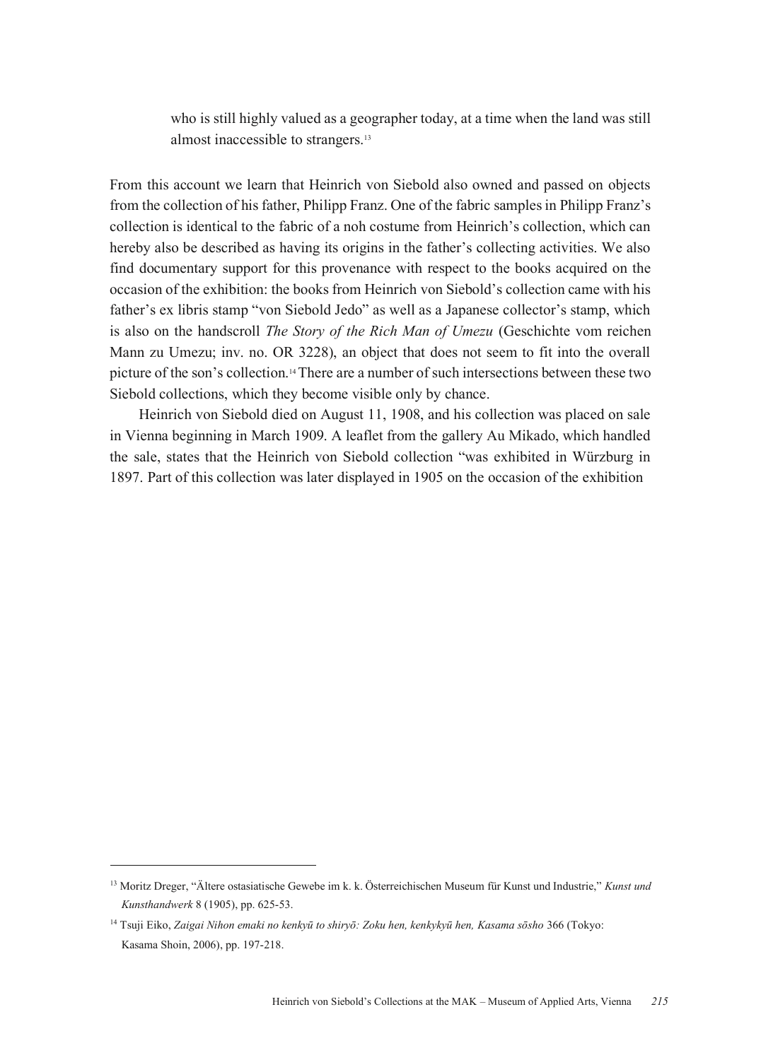> who is still highly valued as a geographer today, at a time when the land was still almost inaccessible to strangers.[13]

From this account we learn that Heinrich von Siebold also owned and passed on objects from the collection of his father, Philipp Franz. One of the fabric samples in Philipp Franz's collection is identical to the fabric of a noh costume from Heinrich's collection, which can hereby also be described as having its origins in the father's collecting activities. We also find documentary support for this provenance with respect to the books acquired on the occasion of the exhibition: the books from Heinrich von Siebold's collection came with his father's ex libris stamp "von Siebold Jedo" as well as a Japanese collector's stamp, which is also on the handscroll *The Story of the Rich Man of Umezu* (Geschichte vom reichen Mann zu Umezu; inv. no. OR 3228), an object that does not seem to fit into the overall picture of the son's collection.[14] There are a number of such intersections between these two Siebold collections, which they become visible only by chance.

Heinrich von Siebold died on August 11, 1908, and his collection was placed on sale in Vienna beginning in March 1909. A leaflet from the gallery Au Mikado, which handled the sale, states that the Heinrich von Siebold collection "was exhibited in Würzburg in 1897. Part of this collection was later displayed in 1905 on the occasion of the exhibition

---

[13] Moritz Dreger, "Ältere ostasiatische Gewebe im k. k. Österreichischen Museum für Kunst und Industrie," *Kunst und Kunsthandwerk* 8 (1905), pp. 625-53.

[14] Tsuji Eiko, *Zaigai Nihon emaki no kenkyū to shiryō: Zoku hen, kenkykyū hen, Kasama sōsho* 366 (Tokyo: Kasama Shoin, 2006), pp. 197-218.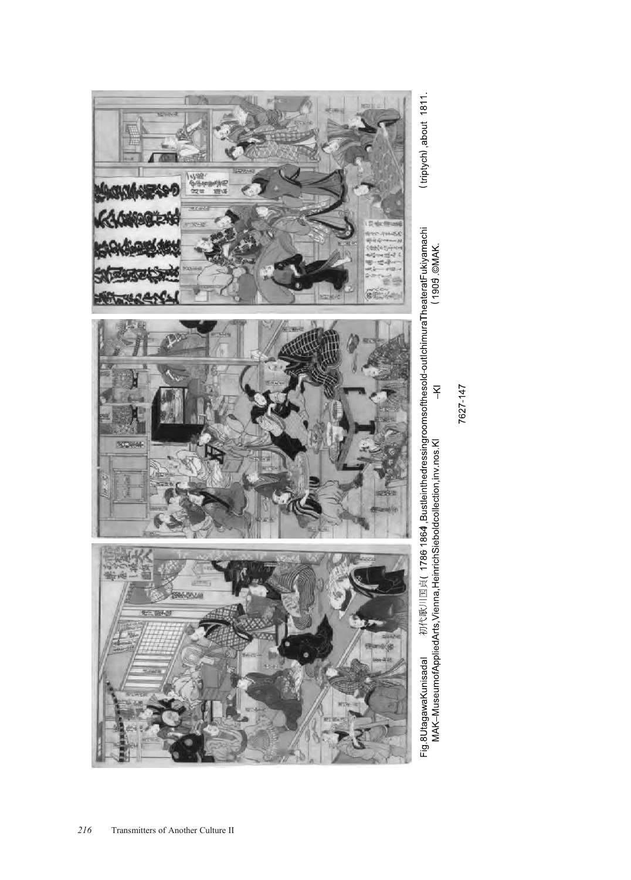Fig.8 Utagawa Kunisada I 初代歌川国貞 (1786–1864), Bustle in the dressing rooms of the sold-out Ichimura Theater at Fukiyamachi (triptych), about 1811. MAK–Museum of Applied Arts, Vienna, Heinrich Siebold collection, inv. nos. KI 7627-147 – KI (1909). ©MAK.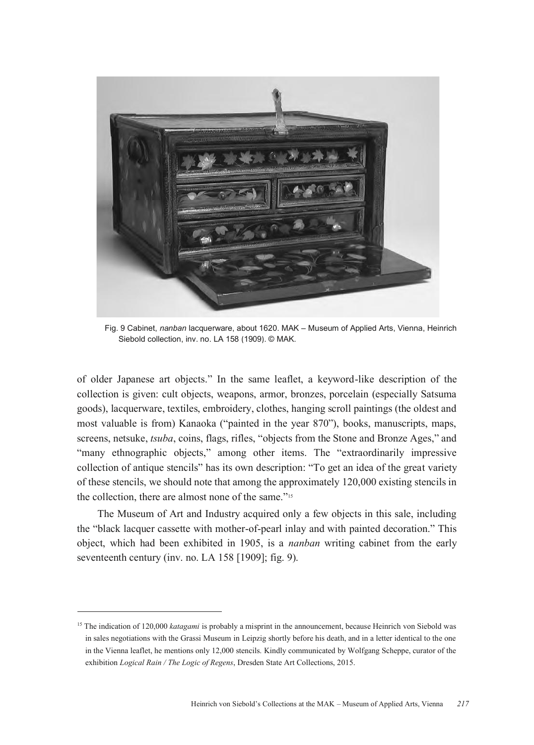Fig. 9 Cabinet, *nanban* lacquerware, about 1620. MAK – Museum of Applied Arts, Vienna, Heinrich Siebold collection, inv. no. LA 158 (1909). © MAK.

of older Japanese art objects." In the same leaflet, a keyword-like description of the collection is given: cult objects, weapons, armor, bronzes, porcelain (especially Satsuma goods), lacquerware, textiles, embroidery, clothes, hanging scroll paintings (the oldest and most valuable is from) Kanaoka ("painted in the year 870"), books, manuscripts, maps, screens, netsuke, *tsuba*, coins, flags, rifles, "objects from the Stone and Bronze Ages," and "many ethnographic objects," among other items. The "extraordinarily impressive collection of antique stencils" has its own description: "To get an idea of the great variety of these stencils, we should note that among the approximately 120,000 existing stencils in the collection, there are almost none of the same."[15]

The Museum of Art and Industry acquired only a few objects in this sale, including the "black lacquer cassette with mother-of-pearl inlay and with painted decoration." This object, which had been exhibited in 1905, is a *nanban* writing cabinet from the early seventeenth century (inv. no. LA 158 [1909]; fig. 9).

---

[15] The indication of 120,000 *katagami* is probably a misprint in the announcement, because Heinrich von Siebold was in sales negotiations with the Grassi Museum in Leipzig shortly before his death, and in a letter identical to the one in the Vienna leaflet, he mentions only 12,000 stencils. Kindly communicated by Wolfgang Scheppe, curator of the exhibition *Logical Rain / The Logic of Regens*, Dresden State Art Collections, 2015.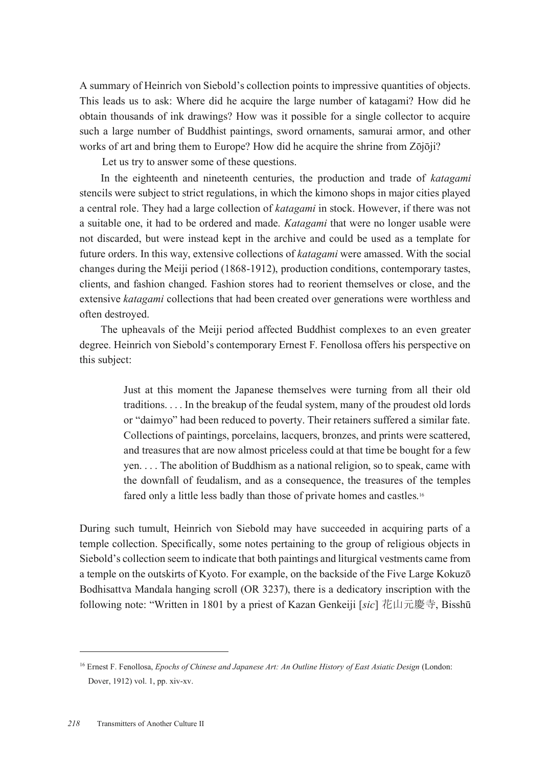A summary of Heinrich von Siebold's collection points to impressive quantities of objects. This leads us to ask: Where did he acquire the large number of katagami? How did he obtain thousands of ink drawings? How was it possible for a single collector to acquire such a large number of Buddhist paintings, sword ornaments, samurai armor, and other works of art and bring them to Europe? How did he acquire the shrine from Zōjōji?

Let us try to answer some of these questions.

In the eighteenth and nineteenth centuries, the production and trade of *katagami* stencils were subject to strict regulations, in which the kimono shops in major cities played a central role. They had a large collection of *katagami* in stock. However, if there was not a suitable one, it had to be ordered and made. *Katagami* that were no longer usable were not discarded, but were instead kept in the archive and could be used as a template for future orders. In this way, extensive collections of *katagami* were amassed. With the social changes during the Meiji period (1868-1912), production conditions, contemporary tastes, clients, and fashion changed. Fashion stores had to reorient themselves or close, and the extensive *katagami* collections that had been created over generations were worthless and often destroyed.

The upheavals of the Meiji period affected Buddhist complexes to an even greater degree. Heinrich von Siebold's contemporary Ernest F. Fenollosa offers his perspective on this subject:

> Just at this moment the Japanese themselves were turning from all their old traditions. . . . In the breakup of the feudal system, many of the proudest old lords or "daimyo" had been reduced to poverty. Their retainers suffered a similar fate. Collections of paintings, porcelains, lacquers, bronzes, and prints were scattered, and treasures that are now almost priceless could at that time be bought for a few yen. . . . The abolition of Buddhism as a national religion, so to speak, came with the downfall of feudalism, and as a consequence, the treasures of the temples fared only a little less badly than those of private homes and castles.[16]

During such tumult, Heinrich von Siebold may have succeeded in acquiring parts of a temple collection. Specifically, some notes pertaining to the group of religious objects in Siebold's collection seem to indicate that both paintings and liturgical vestments came from a temple on the outskirts of Kyoto. For example, on the backside of the Five Large Kokuzō Bodhisattva Mandala hanging scroll (OR 3237), there is a dedicatory inscription with the following note: "Written in 1801 by a priest of Kazan Genkeiji [*sic*] 花山元慶寺, Bisshū

---

[16] Ernest F. Fenollosa, *Epochs of Chinese and Japanese Art: An Outline History of East Asiatic Design* (London: Dover, 1912) vol. 1, pp. xiv-xv.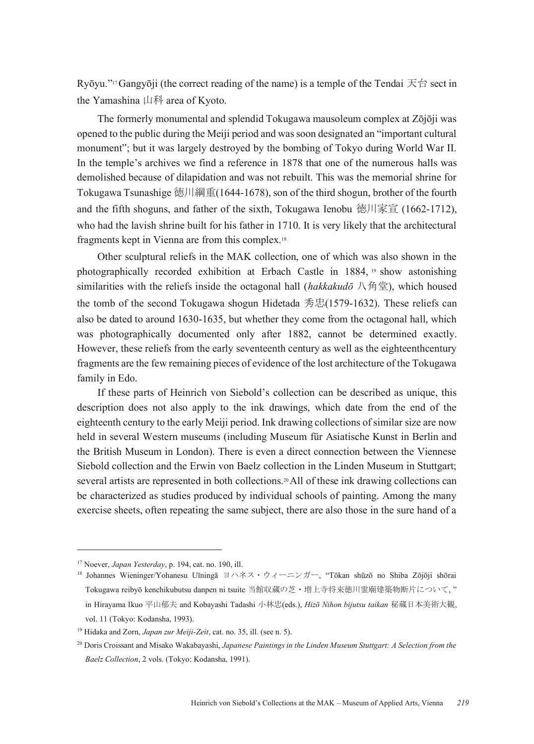Ryōyu."[17] Gangyōji (the correct reading of the name) is a temple of the Tendai 天台 sect in the Yamashina 山科 area of Kyoto.

The formerly monumental and splendid Tokugawa mausoleum complex at Zōjōji was opened to the public during the Meiji period and was soon designated an "important cultural monument"; but it was largely destroyed by the bombing of Tokyo during World War II. In the temple's archives we find a reference in 1878 that one of the numerous halls was demolished because of dilapidation and was not rebuilt. This was the memorial shrine for Tokugawa Tsunashige 徳川綱重(1644-1678), son of the third shogun, brother of the fourth and the fifth shoguns, and father of the sixth, Tokugawa Ienobu 徳川家宣 (1662-1712), who had the lavish shrine built for his father in 1710. It is very likely that the architectural fragments kept in Vienna are from this complex.[18]

Other sculptural reliefs in the MAK collection, one of which was also shown in the photographically recorded exhibition at Erbach Castle in 1884, [19] show astonishing similarities with the reliefs inside the octagonal hall (*hakkakudō* 八角堂), which housed the tomb of the second Tokugawa shogun Hidetada 秀忠(1579-1632). These reliefs can also be dated to around 1630-1635, but whether they come from the octagonal hall, which was photographically documented only after 1882, cannot be determined exactly. However, these reliefs from the early seventeenth century as well as the eighteenthcentury fragments are the few remaining pieces of evidence of the lost architecture of the Tokugawa family in Edo.

If these parts of Heinrich von Siebold's collection can be described as unique, this description does not also apply to the ink drawings, which date from the end of the eighteenth century to the early Meiji period. Ink drawing collections of similar size are now held in several Western museums (including Museum für Asiatische Kunst in Berlin and the British Museum in London). There is even a direct connection between the Viennese Siebold collection and the Erwin von Baelz collection in the Linden Museum in Stuttgart; several artists are represented in both collections.[20] All of these ink drawing collections can be characterized as studies produced by individual schools of painting. Among the many exercise sheets, often repeating the same subject, there are also those in the sure hand of a

---

[17] Noever, *Japan Yesterday*, p. 194, cat. no. 190, ill.

[18] Johannes Wieninger/Yohanesu Uīningā ヨハネス・ウィーニンガー, "Tōkan shūzō no Shiba Zōjōji shōrai Tokugawa reibyō kenchikubutsu danpen ni tsuite 当館収蔵の芝・増上寺将来徳川霊廟建築物断片について, " in Hirayama Ikuo 平山郁夫 and Kobayashi Tadashi 小林忠(eds.), *Hizō Nihon bijutsu taikan* 秘蔵日本美術大観, vol. 11 (Tokyo: Kodansha, 1993).

[19] Hidaka and Zorn, *Japan zur Meiji-Zeit*, cat. no. 35, ill. (see n. 5).

[20] Doris Croissant and Misako Wakabayashi, *Japanese Paintings in the Linden Museum Stuttgart: A Selection from the Baelz Collection*, 2 vols. (Tokyo: Kodansha, 1991).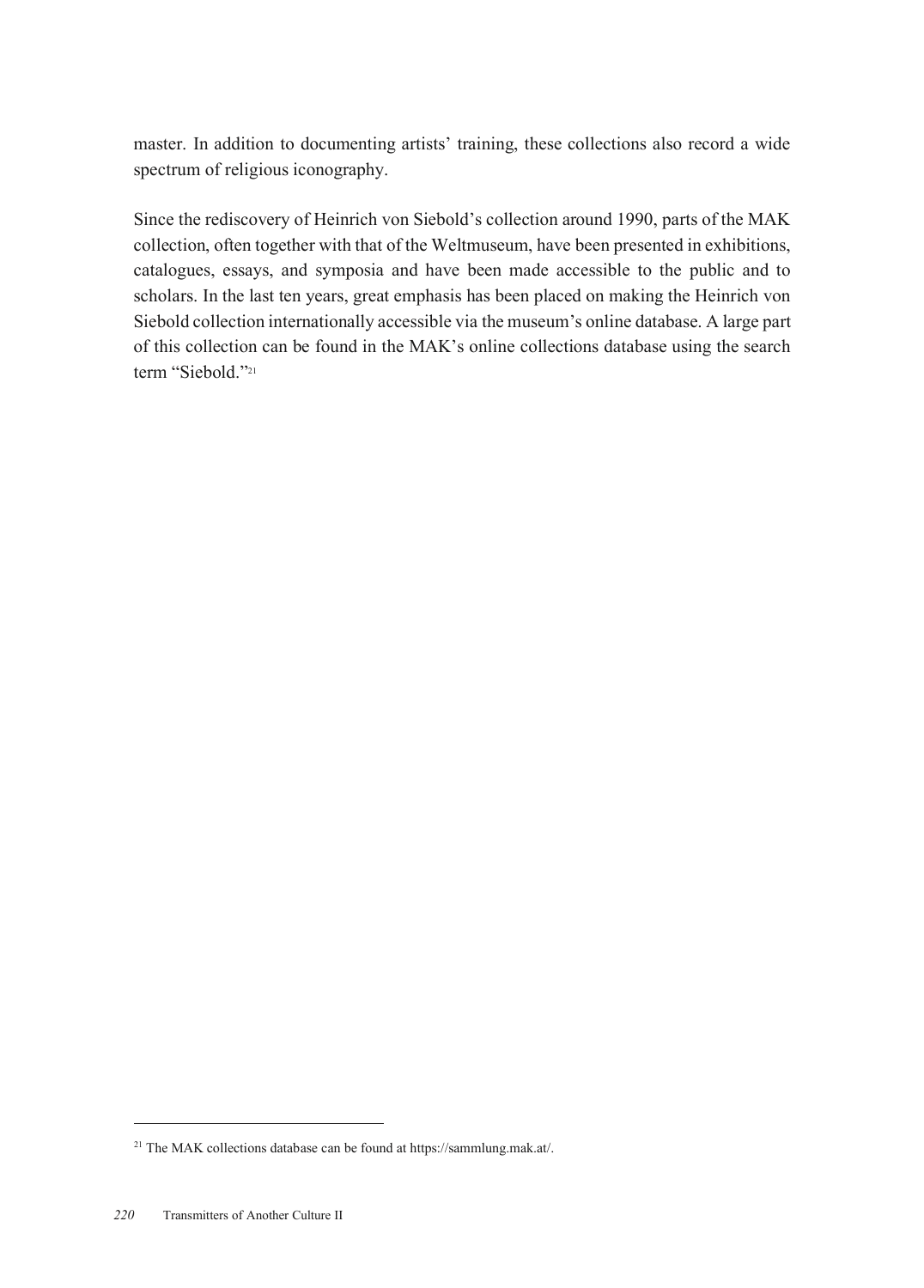master. In addition to documenting artists' training, these collections also record a wide spectrum of religious iconography.

Since the rediscovery of Heinrich von Siebold's collection around 1990, parts of the MAK collection, often together with that of the Weltmuseum, have been presented in exhibitions, catalogues, essays, and symposia and have been made accessible to the public and to scholars. In the last ten years, great emphasis has been placed on making the Heinrich von Siebold collection internationally accessible via the museum's online database. A large part of this collection can be found in the MAK's online collections database using the search term "Siebold."[21]

---

[21] The MAK collections database can be found at https://sammlung.mak.at/.